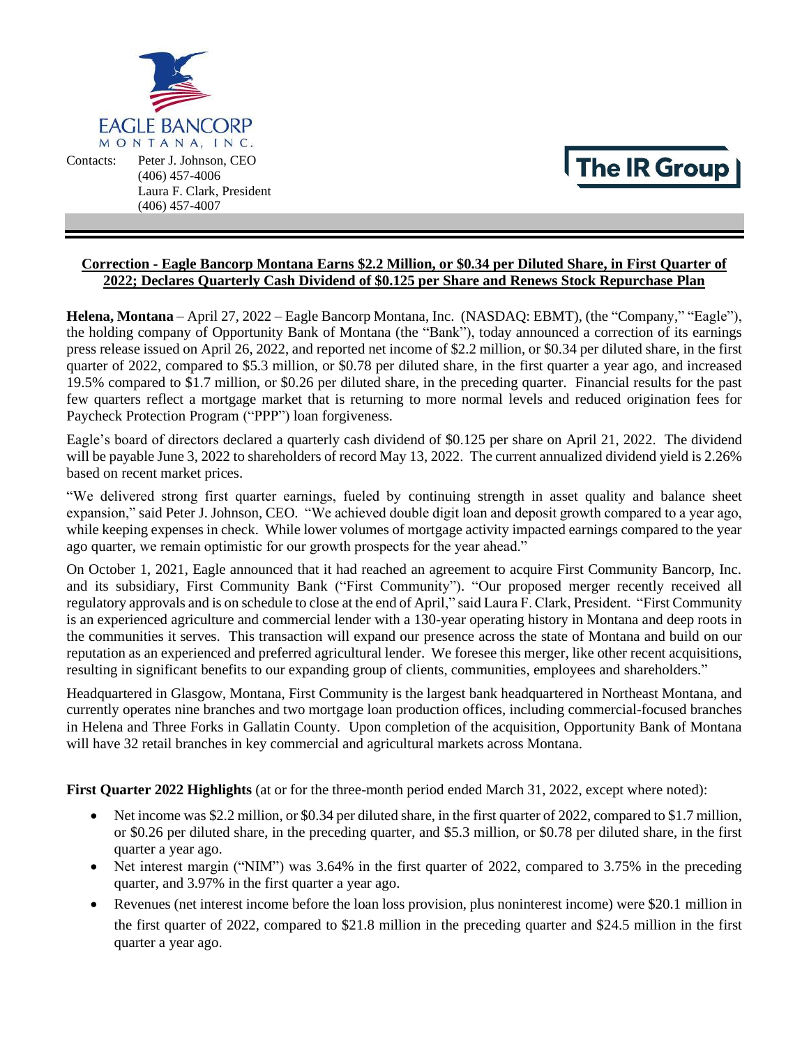EAGLE BANCORP MONTANA, INC.

Contacts: Peter J. Johnson, CEO
(406) 457-4006
Laura F. Clark, President
(406) 457-4007

The IR Group

## Correction - Eagle Bancorp Montana Earns $2.2 Million, or $0.34 per Diluted Share, in First Quarter of 2022; Declares Quarterly Cash Dividend of $0.125 per Share and Renews Stock Repurchase Plan

**Helena, Montana** – April 27, 2022 – Eagle Bancorp Montana, Inc. (NASDAQ: EBMT), (the "Company," "Eagle"), the holding company of Opportunity Bank of Montana (the "Bank"), today announced a correction of its earnings press release issued on April 26, 2022, and reported net income of $2.2 million, or $0.34 per diluted share, in the first quarter of 2022, compared to $5.3 million, or $0.78 per diluted share, in the first quarter a year ago, and increased 19.5% compared to $1.7 million, or $0.26 per diluted share, in the preceding quarter. Financial results for the past few quarters reflect a mortgage market that is returning to more normal levels and reduced origination fees for Paycheck Protection Program ("PPP") loan forgiveness.

Eagle's board of directors declared a quarterly cash dividend of $0.125 per share on April 21, 2022. The dividend will be payable June 3, 2022 to shareholders of record May 13, 2022. The current annualized dividend yield is 2.26% based on recent market prices.

"We delivered strong first quarter earnings, fueled by continuing strength in asset quality and balance sheet expansion," said Peter J. Johnson, CEO. "We achieved double digit loan and deposit growth compared to a year ago, while keeping expenses in check. While lower volumes of mortgage activity impacted earnings compared to the year ago quarter, we remain optimistic for our growth prospects for the year ahead."

On October 1, 2021, Eagle announced that it had reached an agreement to acquire First Community Bancorp, Inc. and its subsidiary, First Community Bank ("First Community"). "Our proposed merger recently received all regulatory approvals and is on schedule to close at the end of April," said Laura F. Clark, President. "First Community is an experienced agriculture and commercial lender with a 130-year operating history in Montana and deep roots in the communities it serves. This transaction will expand our presence across the state of Montana and build on our reputation as an experienced and preferred agricultural lender. We foresee this merger, like other recent acquisitions, resulting in significant benefits to our expanding group of clients, communities, employees and shareholders."

Headquartered in Glasgow, Montana, First Community is the largest bank headquartered in Northeast Montana, and currently operates nine branches and two mortgage loan production offices, including commercial-focused branches in Helena and Three Forks in Gallatin County. Upon completion of the acquisition, Opportunity Bank of Montana will have 32 retail branches in key commercial and agricultural markets across Montana.

**First Quarter 2022 Highlights** (at or for the three-month period ended March 31, 2022, except where noted):

- Net income was $2.2 million, or $0.34 per diluted share, in the first quarter of 2022, compared to $1.7 million, or $0.26 per diluted share, in the preceding quarter, and $5.3 million, or $0.78 per diluted share, in the first quarter a year ago.
- Net interest margin ("NIM") was 3.64% in the first quarter of 2022, compared to 3.75% in the preceding quarter, and 3.97% in the first quarter a year ago.
- Revenues (net interest income before the loan loss provision, plus noninterest income) were $20.1 million in the first quarter of 2022, compared to $21.8 million in the preceding quarter and $24.5 million in the first quarter a year ago.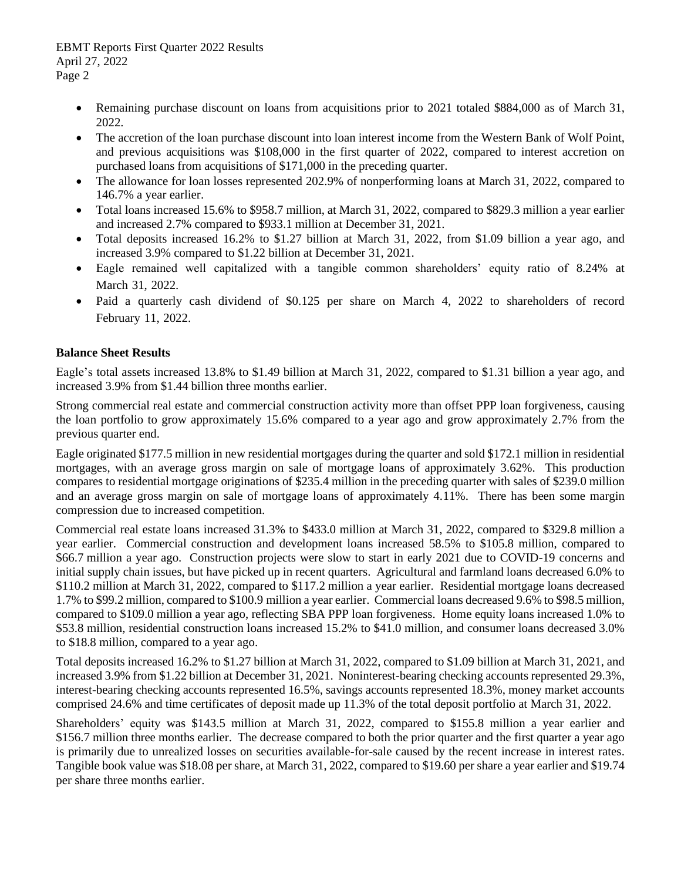- Remaining purchase discount on loans from acquisitions prior to 2021 totaled $884,000 as of March 31, 2022.
- The accretion of the loan purchase discount into loan interest income from the Western Bank of Wolf Point, and previous acquisitions was $108,000 in the first quarter of 2022, compared to interest accretion on purchased loans from acquisitions of $171,000 in the preceding quarter.
- The allowance for loan losses represented 202.9% of nonperforming loans at March 31, 2022, compared to 146.7% a year earlier.
- Total loans increased 15.6% to $958.7 million, at March 31, 2022, compared to $829.3 million a year earlier and increased 2.7% compared to $933.1 million at December 31, 2021.
- Total deposits increased 16.2% to $1.27 billion at March 31, 2022, from $1.09 billion a year ago, and increased 3.9% compared to $1.22 billion at December 31, 2021.
- Eagle remained well capitalized with a tangible common shareholders' equity ratio of 8.24% at March 31, 2022.
- Paid a quarterly cash dividend of $0.125 per share on March 4, 2022 to shareholders of record February 11, 2022.

**Balance Sheet Results**

Eagle's total assets increased 13.8% to $1.49 billion at March 31, 2022, compared to $1.31 billion a year ago, and increased 3.9% from $1.44 billion three months earlier.

Strong commercial real estate and commercial construction activity more than offset PPP loan forgiveness, causing the loan portfolio to grow approximately 15.6% compared to a year ago and grow approximately 2.7% from the previous quarter end.

Eagle originated $177.5 million in new residential mortgages during the quarter and sold $172.1 million in residential mortgages, with an average gross margin on sale of mortgage loans of approximately 3.62%. This production compares to residential mortgage originations of $235.4 million in the preceding quarter with sales of $239.0 million and an average gross margin on sale of mortgage loans of approximately 4.11%. There has been some margin compression due to increased competition.

Commercial real estate loans increased 31.3% to $433.0 million at March 31, 2022, compared to $329.8 million a year earlier. Commercial construction and development loans increased 58.5% to $105.8 million, compared to $66.7 million a year ago. Construction projects were slow to start in early 2021 due to COVID-19 concerns and initial supply chain issues, but have picked up in recent quarters. Agricultural and farmland loans decreased 6.0% to $110.2 million at March 31, 2022, compared to $117.2 million a year earlier. Residential mortgage loans decreased 1.7% to $99.2 million, compared to $100.9 million a year earlier. Commercial loans decreased 9.6% to $98.5 million, compared to $109.0 million a year ago, reflecting SBA PPP loan forgiveness. Home equity loans increased 1.0% to $53.8 million, residential construction loans increased 15.2% to $41.0 million, and consumer loans decreased 3.0% to $18.8 million, compared to a year ago.

Total deposits increased 16.2% to $1.27 billion at March 31, 2022, compared to $1.09 billion at March 31, 2021, and increased 3.9% from $1.22 billion at December 31, 2021. Noninterest-bearing checking accounts represented 29.3%, interest-bearing checking accounts represented 16.5%, savings accounts represented 18.3%, money market accounts comprised 24.6% and time certificates of deposit made up 11.3% of the total deposit portfolio at March 31, 2022.

Shareholders' equity was $143.5 million at March 31, 2022, compared to $155.8 million a year earlier and $156.7 million three months earlier. The decrease compared to both the prior quarter and the first quarter a year ago is primarily due to unrealized losses on securities available-for-sale caused by the recent increase in interest rates. Tangible book value was $18.08 per share, at March 31, 2022, compared to $19.60 per share a year earlier and $19.74 per share three months earlier.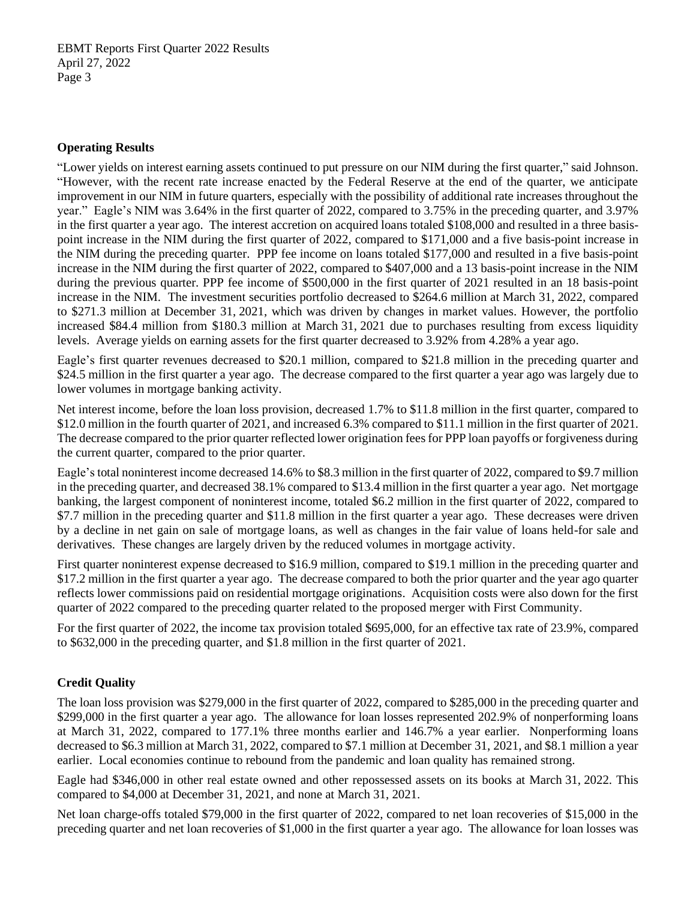## Operating Results

"Lower yields on interest earning assets continued to put pressure on our NIM during the first quarter," said Johnson. "However, with the recent rate increase enacted by the Federal Reserve at the end of the quarter, we anticipate improvement in our NIM in future quarters, especially with the possibility of additional rate increases throughout the year." Eagle's NIM was 3.64% in the first quarter of 2022, compared to 3.75% in the preceding quarter, and 3.97% in the first quarter a year ago. The interest accretion on acquired loans totaled $108,000 and resulted in a three basis-point increase in the NIM during the first quarter of 2022, compared to $171,000 and a five basis-point increase in the NIM during the preceding quarter. PPP fee income on loans totaled $177,000 and resulted in a five basis-point increase in the NIM during the first quarter of 2022, compared to $407,000 and a 13 basis-point increase in the NIM during the previous quarter. PPP fee income of $500,000 in the first quarter of 2021 resulted in an 18 basis-point increase in the NIM. The investment securities portfolio decreased to $264.6 million at March 31, 2022, compared to $271.3 million at December 31, 2021, which was driven by changes in market values. However, the portfolio increased $84.4 million from $180.3 million at March 31, 2021 due to purchases resulting from excess liquidity levels. Average yields on earning assets for the first quarter decreased to 3.92% from 4.28% a year ago.

Eagle's first quarter revenues decreased to $20.1 million, compared to $21.8 million in the preceding quarter and $24.5 million in the first quarter a year ago. The decrease compared to the first quarter a year ago was largely due to lower volumes in mortgage banking activity.

Net interest income, before the loan loss provision, decreased 1.7% to $11.8 million in the first quarter, compared to $12.0 million in the fourth quarter of 2021, and increased 6.3% compared to $11.1 million in the first quarter of 2021. The decrease compared to the prior quarter reflected lower origination fees for PPP loan payoffs or forgiveness during the current quarter, compared to the prior quarter.

Eagle's total noninterest income decreased 14.6% to $8.3 million in the first quarter of 2022, compared to $9.7 million in the preceding quarter, and decreased 38.1% compared to $13.4 million in the first quarter a year ago. Net mortgage banking, the largest component of noninterest income, totaled $6.2 million in the first quarter of 2022, compared to $7.7 million in the preceding quarter and $11.8 million in the first quarter a year ago. These decreases were driven by a decline in net gain on sale of mortgage loans, as well as changes in the fair value of loans held-for sale and derivatives. These changes are largely driven by the reduced volumes in mortgage activity.

First quarter noninterest expense decreased to $16.9 million, compared to $19.1 million in the preceding quarter and $17.2 million in the first quarter a year ago. The decrease compared to both the prior quarter and the year ago quarter reflects lower commissions paid on residential mortgage originations. Acquisition costs were also down for the first quarter of 2022 compared to the preceding quarter related to the proposed merger with First Community.

For the first quarter of 2022, the income tax provision totaled $695,000, for an effective tax rate of 23.9%, compared to $632,000 in the preceding quarter, and $1.8 million in the first quarter of 2021.

## Credit Quality

The loan loss provision was $279,000 in the first quarter of 2022, compared to $285,000 in the preceding quarter and $299,000 in the first quarter a year ago. The allowance for loan losses represented 202.9% of nonperforming loans at March 31, 2022, compared to 177.1% three months earlier and 146.7% a year earlier. Nonperforming loans decreased to $6.3 million at March 31, 2022, compared to $7.1 million at December 31, 2021, and $8.1 million a year earlier. Local economies continue to rebound from the pandemic and loan quality has remained strong.

Eagle had $346,000 in other real estate owned and other repossessed assets on its books at March 31, 2022. This compared to $4,000 at December 31, 2021, and none at March 31, 2021.

Net loan charge-offs totaled $79,000 in the first quarter of 2022, compared to net loan recoveries of $15,000 in the preceding quarter and net loan recoveries of $1,000 in the first quarter a year ago. The allowance for loan losses was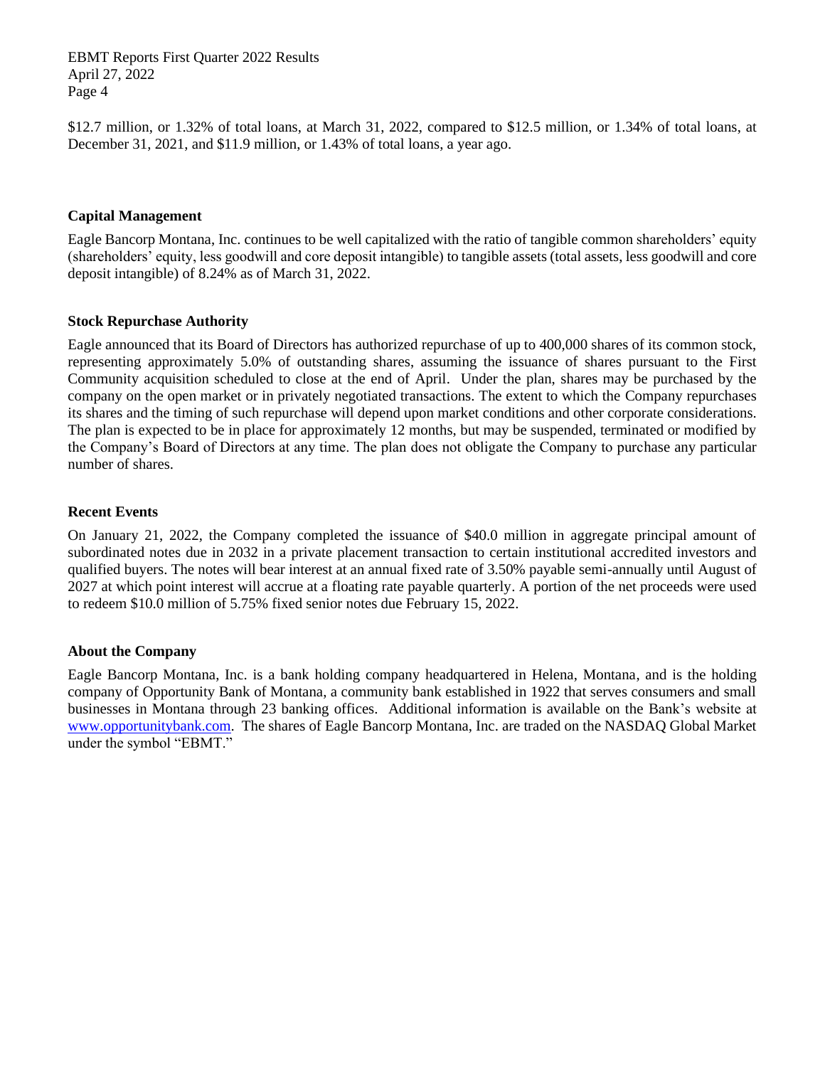$12.7 million, or 1.32% of total loans, at March 31, 2022, compared to $12.5 million, or 1.34% of total loans, at December 31, 2021, and $11.9 million, or 1.43% of total loans, a year ago.

## Capital Management

Eagle Bancorp Montana, Inc. continues to be well capitalized with the ratio of tangible common shareholders' equity (shareholders' equity, less goodwill and core deposit intangible) to tangible assets (total assets, less goodwill and core deposit intangible) of 8.24% as of March 31, 2022.

## Stock Repurchase Authority

Eagle announced that its Board of Directors has authorized repurchase of up to 400,000 shares of its common stock, representing approximately 5.0% of outstanding shares, assuming the issuance of shares pursuant to the First Community acquisition scheduled to close at the end of April. Under the plan, shares may be purchased by the company on the open market or in privately negotiated transactions. The extent to which the Company repurchases its shares and the timing of such repurchase will depend upon market conditions and other corporate considerations. The plan is expected to be in place for approximately 12 months, but may be suspended, terminated or modified by the Company's Board of Directors at any time. The plan does not obligate the Company to purchase any particular number of shares.

## Recent Events

On January 21, 2022, the Company completed the issuance of $40.0 million in aggregate principal amount of subordinated notes due in 2032 in a private placement transaction to certain institutional accredited investors and qualified buyers. The notes will bear interest at an annual fixed rate of 3.50% payable semi-annually until August of 2027 at which point interest will accrue at a floating rate payable quarterly. A portion of the net proceeds were used to redeem $10.0 million of 5.75% fixed senior notes due February 15, 2022.

## About the Company

Eagle Bancorp Montana, Inc. is a bank holding company headquartered in Helena, Montana, and is the holding company of Opportunity Bank of Montana, a community bank established in 1922 that serves consumers and small businesses in Montana through 23 banking offices. Additional information is available on the Bank's website at www.opportunitybank.com. The shares of Eagle Bancorp Montana, Inc. are traded on the NASDAQ Global Market under the symbol "EBMT."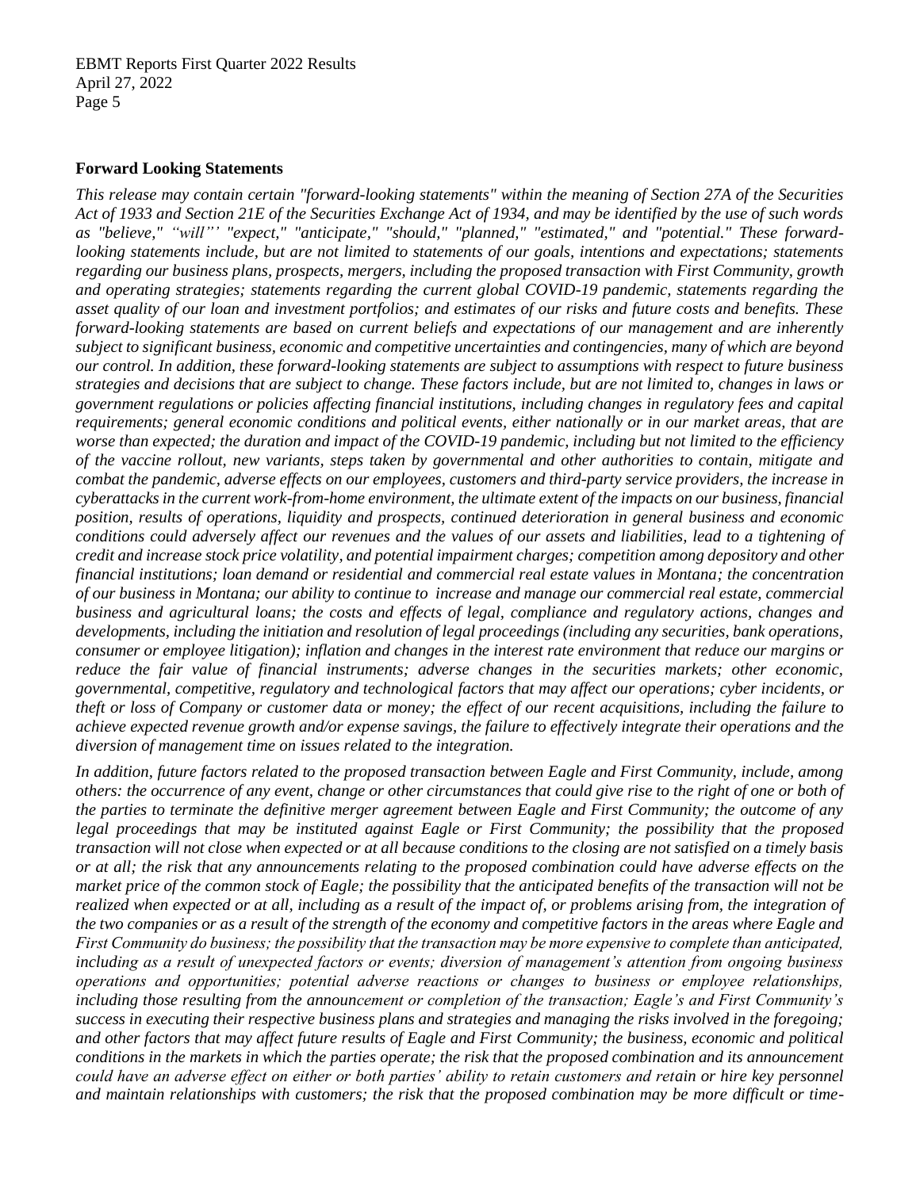**Forward Looking Statements**

*This release may contain certain "forward-looking statements" within the meaning of Section 27A of the Securities Act of 1933 and Section 21E of the Securities Exchange Act of 1934, and may be identified by the use of such words as "believe," "will"' "expect," "anticipate," "should," "planned," "estimated," and "potential." These forward-looking statements include, but are not limited to, statements of our goals, intentions and expectations; statements regarding our business plans, prospects, mergers, including the proposed transaction with First Community, growth and operating strategies; statements regarding the current global COVID-19 pandemic, statements regarding the asset quality of our loan and investment portfolios; and estimates of our risks and future costs and benefits. These forward-looking statements are based on current beliefs and expectations of our management and are inherently subject to significant business, economic and competitive uncertainties and contingencies, many of which are beyond our control. In addition, these forward-looking statements are subject to assumptions with respect to future business strategies and decisions that are subject to change. These factors include, but are not limited to, changes in laws or government regulations or policies affecting financial institutions, including changes in regulatory fees and capital requirements; general economic conditions and political events, either nationally or in our market areas, that are worse than expected; the duration and impact of the COVID-19 pandemic, including but not limited to the efficiency of the vaccine rollout, new variants, steps taken by governmental and other authorities to contain, mitigate and combat the pandemic, adverse effects on our employees, customers and third-party service providers, the increase in cyberattacks in the current work-from-home environment, the ultimate extent of the impacts on our business, financial position, results of operations, liquidity and prospects, continued deterioration in general business and economic conditions could adversely affect our revenues and the values of our assets and liabilities, lead to a tightening of credit and increase stock price volatility, and potential impairment charges; competition among depository and other financial institutions; loan demand or residential and commercial real estate values in Montana; the concentration of our business in Montana; our ability to continue to increase and manage our commercial real estate, commercial business and agricultural loans; the costs and effects of legal, compliance and regulatory actions, changes and developments, including the initiation and resolution of legal proceedings (including any securities, bank operations, consumer or employee litigation); inflation and changes in the interest rate environment that reduce our margins or reduce the fair value of financial instruments; adverse changes in the securities markets; other economic, governmental, competitive, regulatory and technological factors that may affect our operations; cyber incidents, or theft or loss of Company or customer data or money; the effect of our recent acquisitions, including the failure to achieve expected revenue growth and/or expense savings, the failure to effectively integrate their operations and the diversion of management time on issues related to the integration.*

*In addition, future factors related to the proposed transaction between Eagle and First Community, include, among others: the occurrence of any event, change or other circumstances that could give rise to the right of one or both of the parties to terminate the definitive merger agreement between Eagle and First Community; the outcome of any legal proceedings that may be instituted against Eagle or First Community; the possibility that the proposed transaction will not close when expected or at all because conditions to the closing are not satisfied on a timely basis or at all; the risk that any announcements relating to the proposed combination could have adverse effects on the market price of the common stock of Eagle; the possibility that the anticipated benefits of the transaction will not be realized when expected or at all, including as a result of the impact of, or problems arising from, the integration of the two companies or as a result of the strength of the economy and competitive factors in the areas where Eagle and First Community do business; the possibility that the transaction may be more expensive to complete than anticipated, including as a result of unexpected factors or events; diversion of management's attention from ongoing business operations and opportunities; potential adverse reactions or changes to business or employee relationships, including those resulting from the announcement or completion of the transaction; Eagle's and First Community's success in executing their respective business plans and strategies and managing the risks involved in the foregoing; and other factors that may affect future results of Eagle and First Community; the business, economic and political conditions in the markets in which the parties operate; the risk that the proposed combination and its announcement could have an adverse effect on either or both parties' ability to retain customers and retain or hire key personnel and maintain relationships with customers; the risk that the proposed combination may be more difficult or time-*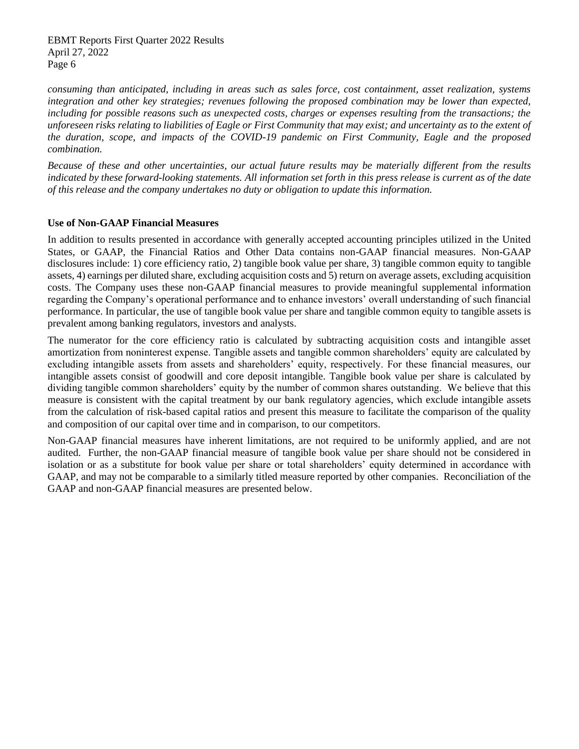*consuming than anticipated, including in areas such as sales force, cost containment, asset realization, systems integration and other key strategies; revenues following the proposed combination may be lower than expected, including for possible reasons such as unexpected costs, charges or expenses resulting from the transactions; the unforeseen risks relating to liabilities of Eagle or First Community that may exist; and uncertainty as to the extent of the duration, scope, and impacts of the COVID-19 pandemic on First Community, Eagle and the proposed combination.*

*Because of these and other uncertainties, our actual future results may be materially different from the results indicated by these forward-looking statements. All information set forth in this press release is current as of the date of this release and the company undertakes no duty or obligation to update this information.*

**Use of Non-GAAP Financial Measures**

In addition to results presented in accordance with generally accepted accounting principles utilized in the United States, or GAAP, the Financial Ratios and Other Data contains non-GAAP financial measures. Non-GAAP disclosures include: 1) core efficiency ratio, 2) tangible book value per share, 3) tangible common equity to tangible assets, 4) earnings per diluted share, excluding acquisition costs and 5) return on average assets, excluding acquisition costs. The Company uses these non-GAAP financial measures to provide meaningful supplemental information regarding the Company's operational performance and to enhance investors' overall understanding of such financial performance. In particular, the use of tangible book value per share and tangible common equity to tangible assets is prevalent among banking regulators, investors and analysts.

The numerator for the core efficiency ratio is calculated by subtracting acquisition costs and intangible asset amortization from noninterest expense. Tangible assets and tangible common shareholders' equity are calculated by excluding intangible assets from assets and shareholders' equity, respectively. For these financial measures, our intangible assets consist of goodwill and core deposit intangible. Tangible book value per share is calculated by dividing tangible common shareholders' equity by the number of common shares outstanding. We believe that this measure is consistent with the capital treatment by our bank regulatory agencies, which exclude intangible assets from the calculation of risk-based capital ratios and present this measure to facilitate the comparison of the quality and composition of our capital over time and in comparison, to our competitors.

Non-GAAP financial measures have inherent limitations, are not required to be uniformly applied, and are not audited. Further, the non-GAAP financial measure of tangible book value per share should not be considered in isolation or as a substitute for book value per share or total shareholders' equity determined in accordance with GAAP, and may not be comparable to a similarly titled measure reported by other companies. Reconciliation of the GAAP and non-GAAP financial measures are presented below.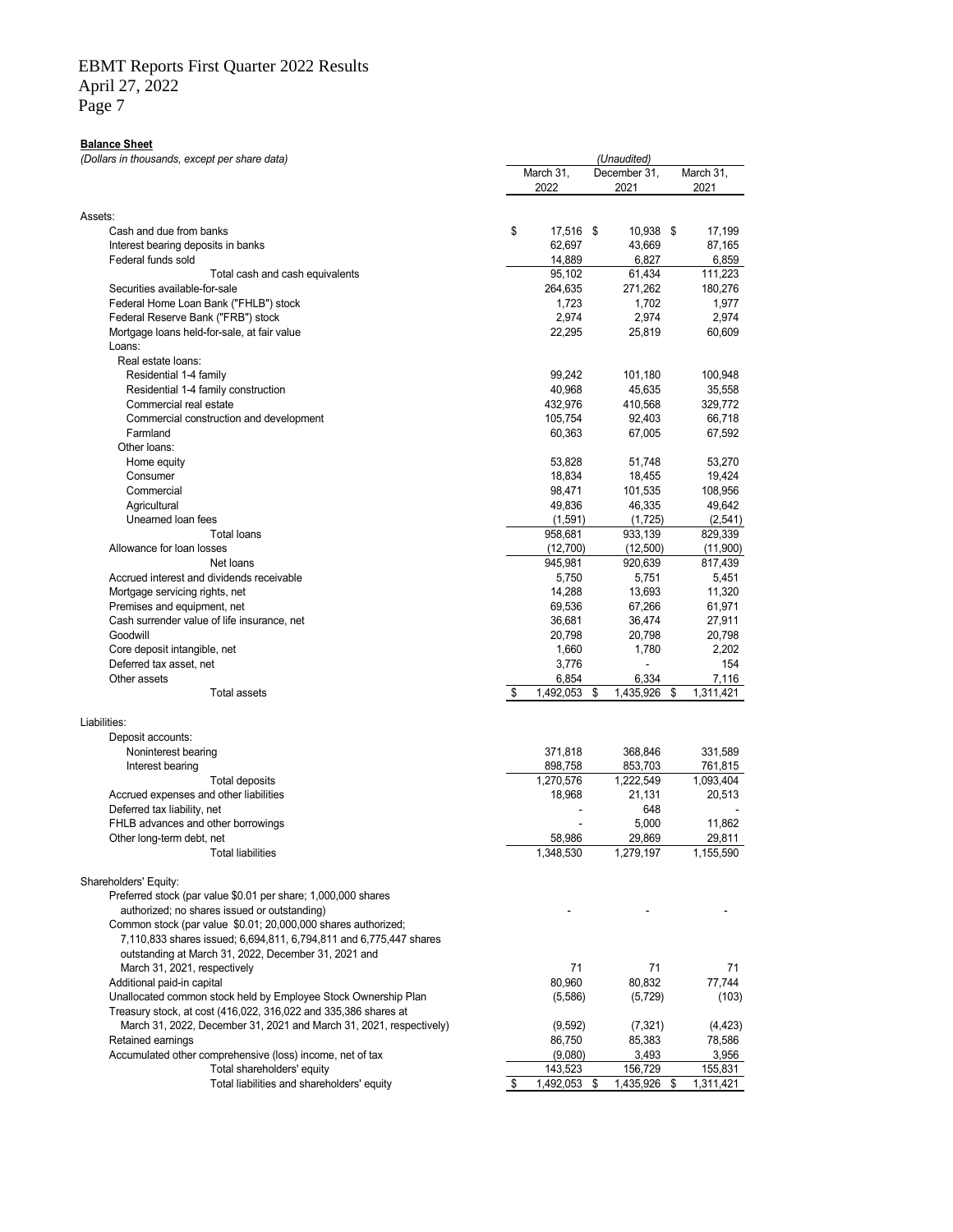EBMT Reports First Quarter 2022 Results
April 27, 2022

**Balance Sheet**

*(Dollars in thousands, except per share data)*

| | *(Unaudited)* | | |
|---|---|---|---|
| | March 31, 2022 | December 31, 2021 | March 31, 2021 |
| **Assets:** | | | |
| Cash and due from banks | $ 17,516 | $ 10,938 | $ 17,199 |
| Interest bearing deposits in banks | 62,697 | 43,669 | 87,165 |
| Federal funds sold | 14,889 | 6,827 | 6,859 |
| Total cash and cash equivalents | 95,102 | 61,434 | 111,223 |
| Securities available-for-sale | 264,635 | 271,262 | 180,276 |
| Federal Home Loan Bank ("FHLB") stock | 1,723 | 1,702 | 1,977 |
| Federal Reserve Bank ("FRB") stock | 2,974 | 2,974 | 2,974 |
| Mortgage loans held-for-sale, at fair value | 22,295 | 25,819 | 60,609 |
| Loans: | | | |
| Real estate loans: | | | |
| Residential 1-4 family | 99,242 | 101,180 | 100,948 |
| Residential 1-4 family construction | 40,968 | 45,635 | 35,558 |
| Commercial real estate | 432,976 | 410,568 | 329,772 |
| Commercial construction and development | 105,754 | 92,403 | 66,718 |
| Farmland | 60,363 | 67,005 | 67,592 |
| Other loans: | | | |
| Home equity | 53,828 | 51,748 | 53,270 |
| Consumer | 18,834 | 18,455 | 19,424 |
| Commercial | 98,471 | 101,535 | 108,956 |
| Agricultural | 49,836 | 46,335 | 49,642 |
| Unearned loan fees | (1,591) | (1,725) | (2,541) |
| Total loans | 958,681 | 933,139 | 829,339 |
| Allowance for loan losses | (12,700) | (12,500) | (11,900) |
| Net loans | 945,981 | 920,639 | 817,439 |
| Accrued interest and dividends receivable | 5,750 | 5,751 | 5,451 |
| Mortgage servicing rights, net | 14,288 | 13,693 | 11,320 |
| Premises and equipment, net | 69,536 | 67,266 | 61,971 |
| Cash surrender value of life insurance, net | 36,681 | 36,474 | 27,911 |
| Goodwill | 20,798 | 20,798 | 20,798 |
| Core deposit intangible, net | 1,660 | 1,780 | 2,202 |
| Deferred tax asset, net | 3,776 | - | 154 |
| Other assets | 6,854 | 6,334 | 7,116 |
| Total assets | $ 1,492,053 | $ 1,435,926 | $ 1,311,421 |
| **Liabilities:** | | | |
| Deposit accounts: | | | |
| Noninterest bearing | 371,818 | 368,846 | 331,589 |
| Interest bearing | 898,758 | 853,703 | 761,815 |
| Total deposits | 1,270,576 | 1,222,549 | 1,093,404 |
| Accrued expenses and other liabilities | 18,968 | 21,131 | 20,513 |
| Deferred tax liability, net | - | 648 | - |
| FHLB advances and other borrowings | - | 5,000 | 11,862 |
| Other long-term debt, net | 58,986 | 29,869 | 29,811 |
| Total liabilities | 1,348,530 | 1,279,197 | 1,155,590 |
| **Shareholders' Equity:** | | | |
| Preferred stock (par value $0.01 per share; 1,000,000 shares authorized; no shares issued or outstanding) | - | - | - |
| Common stock (par value $0.01; 20,000,000 shares authorized; 7,110,833 shares issued; 6,694,811, 6,794,811 and 6,775,447 shares outstanding at March 31, 2022, December 31, 2021 and March 31, 2021, respectively) | 71 | 71 | 71 |
| Additional paid-in capital | 80,960 | 80,832 | 77,744 |
| Unallocated common stock held by Employee Stock Ownership Plan | (5,586) | (5,729) | (103) |
| Treasury stock, at cost (416,022, 316,022 and 335,386 shares at March 31, 2022, December 31, 2021 and March 31, 2021, respectively) | (9,592) | (7,321) | (4,423) |
| Retained earnings | 86,750 | 85,383 | 78,586 |
| Accumulated other comprehensive (loss) income, net of tax | (9,080) | 3,493 | 3,956 |
| Total shareholders' equity | 143,523 | 156,729 | 155,831 |
| Total liabilities and shareholders' equity | $ 1,492,053 | $ 1,435,926 | $ 1,311,421 |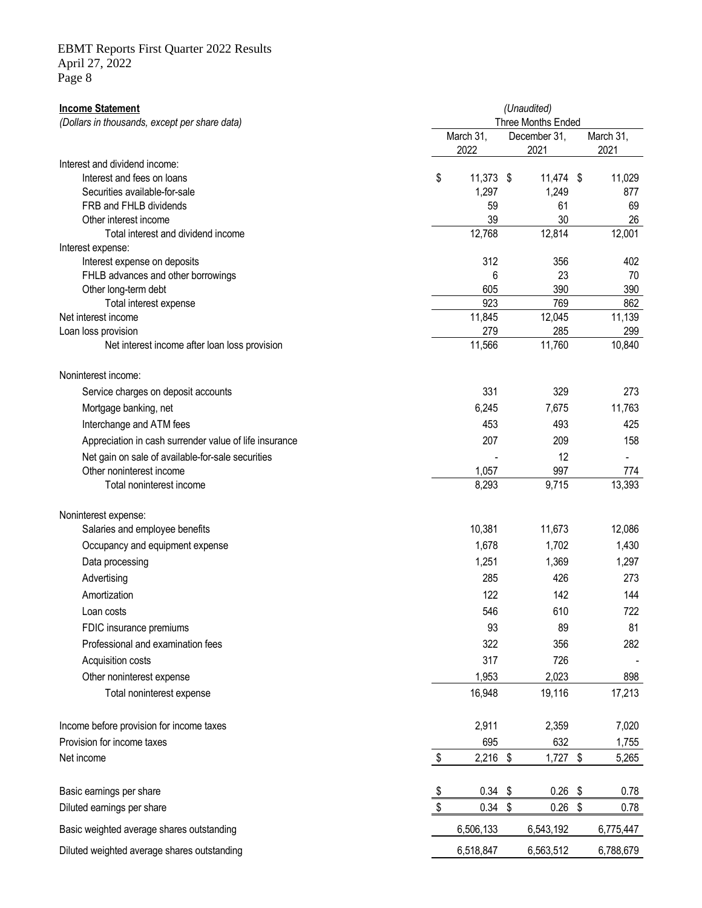EBMT Reports First Quarter 2022 Results
April 27, 2022

**Income Statement**
*(Dollars in thousands, except per share data)*

| | *(Unaudited)* | | |
|---|---|---|---|
| | Three Months Ended | | |
| | March 31, 2022 | December 31, 2021 | March 31, 2021 |
| Interest and dividend income: | | | |
| Interest and fees on loans | $ 11,373 | $ 11,474 | $ 11,029 |
| Securities available-for-sale | 1,297 | 1,249 | 877 |
| FRB and FHLB dividends | 59 | 61 | 69 |
| Other interest income | 39 | 30 | 26 |
| Total interest and dividend income | 12,768 | 12,814 | 12,001 |
| Interest expense: | | | |
| Interest expense on deposits | 312 | 356 | 402 |
| FHLB advances and other borrowings | 6 | 23 | 70 |
| Other long-term debt | 605 | 390 | 390 |
| Total interest expense | 923 | 769 | 862 |
| Net interest income | 11,845 | 12,045 | 11,139 |
| Loan loss provision | 279 | 285 | 299 |
| Net interest income after loan loss provision | 11,566 | 11,760 | 10,840 |
| Noninterest income: | | | |
| Service charges on deposit accounts | 331 | 329 | 273 |
| Mortgage banking, net | 6,245 | 7,675 | 11,763 |
| Interchange and ATM fees | 453 | 493 | 425 |
| Appreciation in cash surrender value of life insurance | 207 | 209 | 158 |
| Net gain on sale of available-for-sale securities | - | 12 | - |
| Other noninterest income | 1,057 | 997 | 774 |
| Total noninterest income | 8,293 | 9,715 | 13,393 |
| Noninterest expense: | | | |
| Salaries and employee benefits | 10,381 | 11,673 | 12,086 |
| Occupancy and equipment expense | 1,678 | 1,702 | 1,430 |
| Data processing | 1,251 | 1,369 | 1,297 |
| Advertising | 285 | 426 | 273 |
| Amortization | 122 | 142 | 144 |
| Loan costs | 546 | 610 | 722 |
| FDIC insurance premiums | 93 | 89 | 81 |
| Professional and examination fees | 322 | 356 | 282 |
| Acquisition costs | 317 | 726 | - |
| Other noninterest expense | 1,953 | 2,023 | 898 |
| Total noninterest expense | 16,948 | 19,116 | 17,213 |
| Income before provision for income taxes | 2,911 | 2,359 | 7,020 |
| Provision for income taxes | 695 | 632 | 1,755 |
| Net income | $ 2,216 | $ 1,727 | $ 5,265 |
| Basic earnings per share | $ 0.34 | $ 0.26 | $ 0.78 |
| Diluted earnings per share | $ 0.34 | $ 0.26 | $ 0.78 |
| Basic weighted average shares outstanding | 6,506,133 | 6,543,192 | 6,775,447 |
| Diluted weighted average shares outstanding | 6,518,847 | 6,563,512 | 6,788,679 |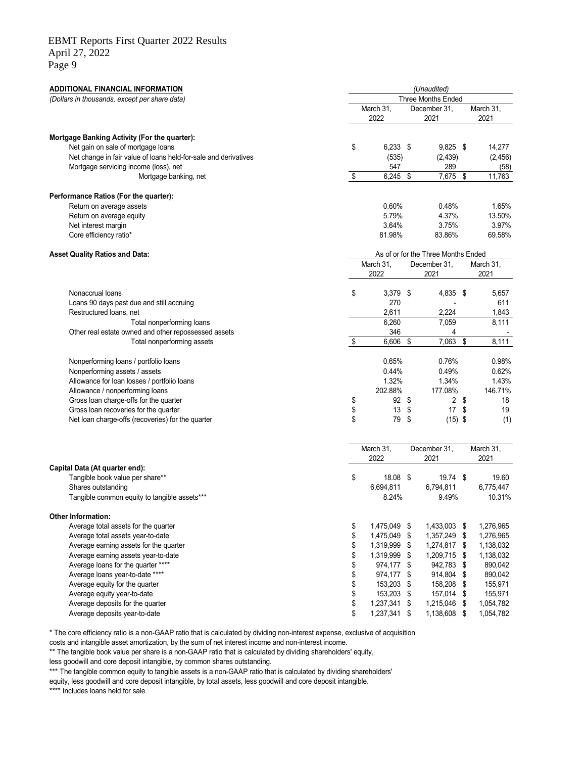## ADDITIONAL FINANCIAL INFORMATION

*(Dollars in thousands, except per share data)*

| | *(Unaudited)* | | |
|---|---|---|---|
| | Three Months Ended | | |
| | March 31, 2022 | December 31, 2021 | March 31, 2021 |
| **Mortgage Banking Activity (For the quarter):** | | | |
| Net gain on sale of mortgage loans | $ 6,233 | $ 9,825 | $ 14,277 |
| Net change in fair value of loans held-for-sale and derivatives | (535) | (2,439) | (2,456) |
| Mortgage servicing income (loss), net | 547 | 289 | (58) |
| Mortgage banking, net | $ 6,245 | $ 7,675 | $ 11,763 |
| **Performance Ratios (For the quarter):** | | | |
| Return on average assets | 0.60% | 0.48% | 1.65% |
| Return on average equity | 5.79% | 4.37% | 13.50% |
| Net interest margin | 3.64% | 3.75% | 3.97% |
| Core efficiency ratio* | 81.98% | 83.86% | 69.58% |

| **Asset Quality Ratios and Data:** | As of or for the Three Months Ended | | |
|---|---|---|---|
| | March 31, 2022 | December 31, 2021 | March 31, 2021 |
| Nonaccrual loans | $ 3,379 | $ 4,835 | $ 5,657 |
| Loans 90 days past due and still accruing | 270 | - | 611 |
| Restructured loans, net | 2,611 | 2,224 | 1,843 |
| Total nonperforming loans | 6,260 | 7,059 | 8,111 |
| Other real estate owned and other repossessed assets | 346 | 4 | - |
| Total nonperforming assets | $ 6,606 | $ 7,063 | $ 8,111 |
| Nonperforming loans / portfolio loans | 0.65% | 0.76% | 0.98% |
| Nonperforming assets / assets | 0.44% | 0.49% | 0.62% |
| Allowance for loan losses / portfolio loans | 1.32% | 1.34% | 1.43% |
| Allowance / nonperforming loans | 202.88% | 177.08% | 146.71% |
| Gross loan charge-offs for the quarter | $ 92 | $ 2 | $ 18 |
| Gross loan recoveries for the quarter | $ 13 | $ 17 | $ 19 |
| Net loan charge-offs (recoveries) for the quarter | $ 79 | $ (15) | $ (1) |

| | March 31, 2022 | December 31, 2021 | March 31, 2021 |
|---|---|---|---|
| **Capital Data (At quarter end):** | | | |
| Tangible book value per share** | $ 18.08 | $ 19.74 | $ 19.60 |
| Shares outstanding | 6,694,811 | 6,794,811 | 6,775,447 |
| Tangible common equity to tangible assets*** | 8.24% | 9.49% | 10.31% |
| **Other Information:** | | | |
| Average total assets for the quarter | $ 1,475,049 | $ 1,433,003 | $ 1,276,965 |
| Average total assets year-to-date | $ 1,475,049 | $ 1,357,249 | $ 1,276,965 |
| Average earning assets for the quarter | $ 1,319,999 | $ 1,274,817 | $ 1,138,032 |
| Average earning assets year-to-date | $ 1,319,999 | $ 1,209,715 | $ 1,138,032 |
| Average loans for the quarter **** | $ 974,177 | $ 942,783 | $ 890,042 |
| Average loans year-to-date **** | $ 974,177 | $ 914,804 | $ 890,042 |
| Average equity for the quarter | $ 153,203 | $ 158,208 | $ 155,971 |
| Average equity year-to-date | $ 153,203 | $ 157,014 | $ 155,971 |
| Average deposits for the quarter | $ 1,237,341 | $ 1,215,046 | $ 1,054,782 |
| Average deposits year-to-date | $ 1,237,341 | $ 1,138,608 | $ 1,054,782 |

* The core efficiency ratio is a non-GAAP ratio that is calculated by dividing non-interest expense, exclusive of acquisition costs and intangible asset amortization, by the sum of net interest income and non-interest income.

** The tangible book value per share is a non-GAAP ratio that is calculated by dividing shareholders' equity, less goodwill and core deposit intangible, by common shares outstanding.

*** The tangible common equity to tangible assets is a non-GAAP ratio that is calculated by dividing shareholders' equity, less goodwill and core deposit intangible, by total assets, less goodwill and core deposit intangible.

**** Includes loans held for sale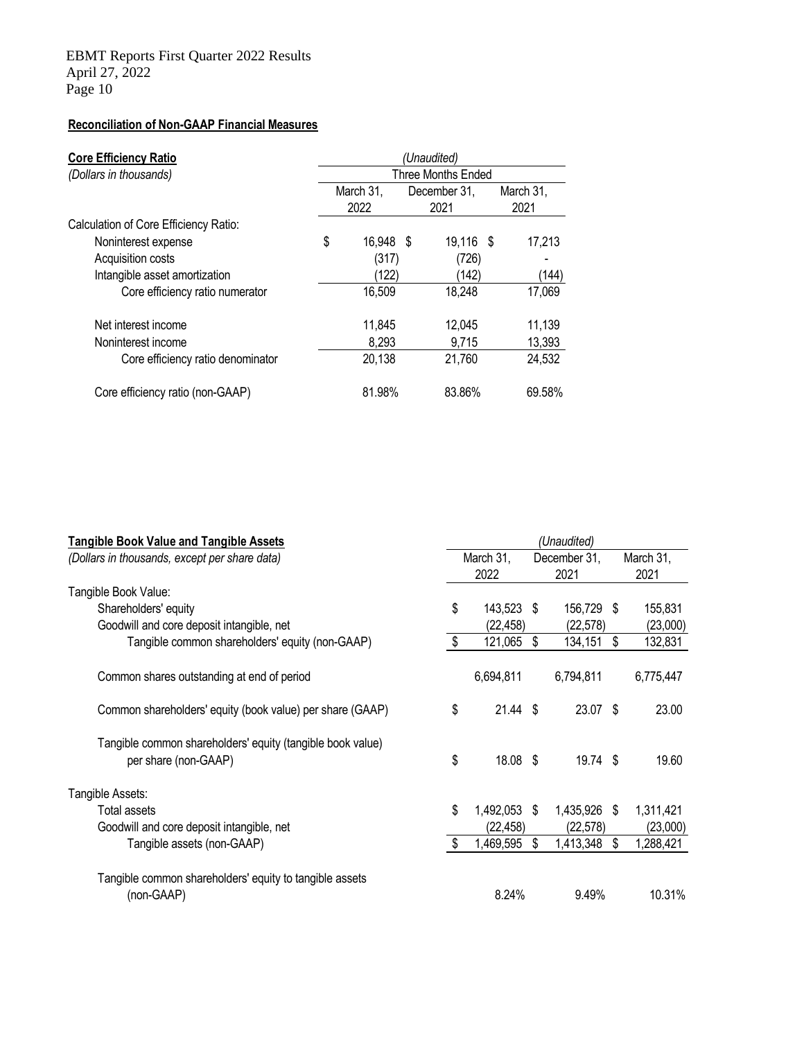## Reconciliation of Non-GAAP Financial Measures

| **Core Efficiency Ratio** | *(Unaudited)* | | |
|---|---|---|---|
| *(Dollars in thousands)* | Three Months Ended | | |
| | March 31, 2022 | December 31, 2021 | March 31, 2021 |
| Calculation of Core Efficiency Ratio: | | | |
| Noninterest expense | $ 16,948 | $ 19,116 | $ 17,213 |
| Acquisition costs | (317) | (726) | - |
| Intangible asset amortization | (122) | (142) | (144) |
| Core efficiency ratio numerator | 16,509 | 18,248 | 17,069 |
| Net interest income | 11,845 | 12,045 | 11,139 |
| Noninterest income | 8,293 | 9,715 | 13,393 |
| Core efficiency ratio denominator | 20,138 | 21,760 | 24,532 |
| Core efficiency ratio (non-GAAP) | 81.98% | 83.86% | 69.58% |

| **Tangible Book Value and Tangible Assets** | *(Unaudited)* | | |
|---|---|---|---|
| *(Dollars in thousands, except per share data)* | March 31, 2022 | December 31, 2021 | March 31, 2021 |
| Tangible Book Value: | | | |
| Shareholders' equity | $ 143,523 | $ 156,729 | $ 155,831 |
| Goodwill and core deposit intangible, net | (22,458) | (22,578) | (23,000) |
| Tangible common shareholders' equity (non-GAAP) | $ 121,065 | $ 134,151 | $ 132,831 |
| Common shares outstanding at end of period | 6,694,811 | 6,794,811 | 6,775,447 |
| Common shareholders' equity (book value) per share (GAAP) | $ 21.44 | $ 23.07 | $ 23.00 |
| Tangible common shareholders' equity (tangible book value) per share (non-GAAP) | $ 18.08 | $ 19.74 | $ 19.60 |
| Tangible Assets: | | | |
| Total assets | $ 1,492,053 | $ 1,435,926 | $ 1,311,421 |
| Goodwill and core deposit intangible, net | (22,458) | (22,578) | (23,000) |
| Tangible assets (non-GAAP) | $ 1,469,595 | $ 1,413,348 | $ 1,288,421 |
| Tangible common shareholders' equity to tangible assets (non-GAAP) | 8.24% | 9.49% | 10.31% |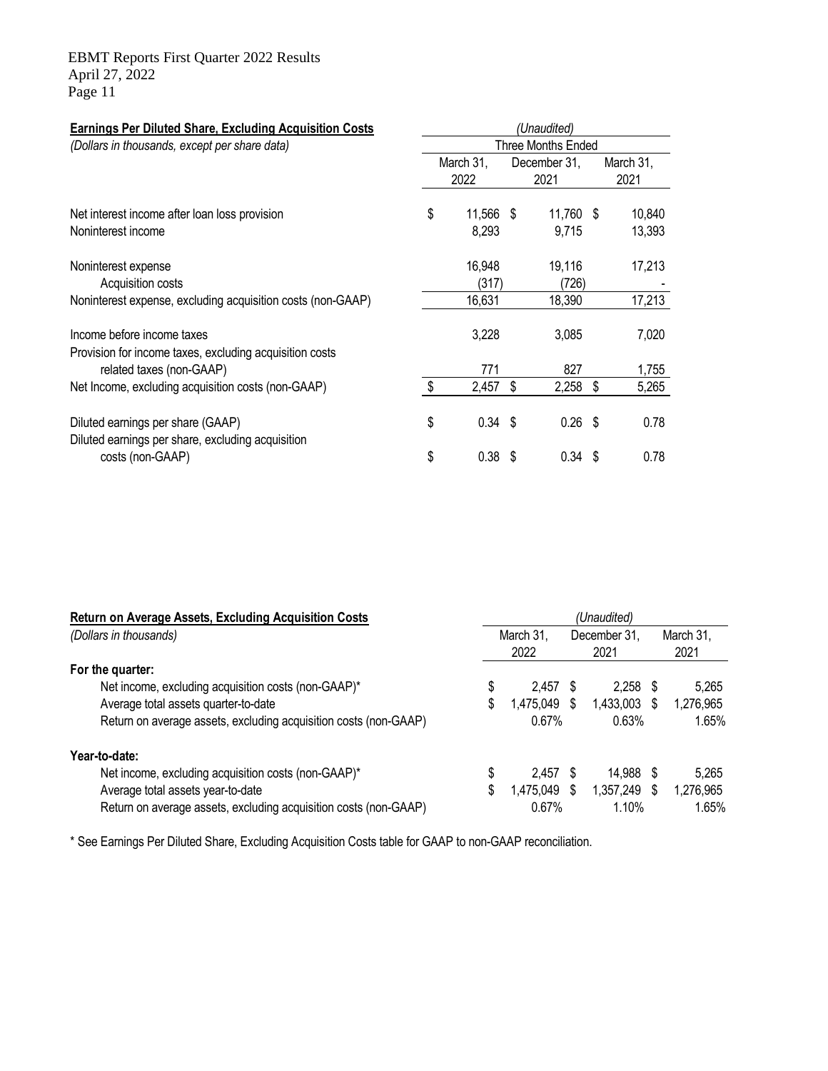EBMT Reports First Quarter 2022 Results
April 27, 2022

**Earnings Per Diluted Share, Excluding Acquisition Costs**

*(Dollars in thousands, except per share data)*

| | *(Unaudited)* | | |
|---|---|---|---|
| | Three Months Ended | | |
| | March 31, 2022 | December 31, 2021 | March 31, 2021 |
| Net interest income after loan loss provision | $ 11,566 | $ 11,760 | $ 10,840 |
| Noninterest income | 8,293 | 9,715 | 13,393 |
| Noninterest expense | 16,948 | 19,116 | 17,213 |
| Acquisition costs | (317) | (726) | - |
| Noninterest expense, excluding acquisition costs (non-GAAP) | 16,631 | 18,390 | 17,213 |
| Income before income taxes | 3,228 | 3,085 | 7,020 |
| Provision for income taxes, excluding acquisition costs related taxes (non-GAAP) | 771 | 827 | 1,755 |
| Net Income, excluding acquisition costs (non-GAAP) | $ 2,457 | $ 2,258 | $ 5,265 |
| Diluted earnings per share (GAAP) | $ 0.34 | $ 0.26 | $ 0.78 |
| Diluted earnings per share, excluding acquisition costs (non-GAAP) | $ 0.38 | $ 0.34 | $ 0.78 |

**Return on Average Assets, Excluding Acquisition Costs**

*(Dollars in thousands)*

| | *(Unaudited)* | | |
|---|---|---|---|
| | March 31, 2022 | December 31, 2021 | March 31, 2021 |
| **For the quarter:** | | | |
| Net income, excluding acquisition costs (non-GAAP)* | $ 2,457 | $ 2,258 | $ 5,265 |
| Average total assets quarter-to-date | $ 1,475,049 | $ 1,433,003 | $ 1,276,965 |
| Return on average assets, excluding acquisition costs (non-GAAP) | 0.67% | 0.63% | 1.65% |
| **Year-to-date:** | | | |
| Net income, excluding acquisition costs (non-GAAP)* | $ 2,457 | $ 14,988 | $ 5,265 |
| Average total assets year-to-date | $ 1,475,049 | $ 1,357,249 | $ 1,276,965 |
| Return on average assets, excluding acquisition costs (non-GAAP) | 0.67% | 1.10% | 1.65% |

* See Earnings Per Diluted Share, Excluding Acquisition Costs table for GAAP to non-GAAP reconciliation.